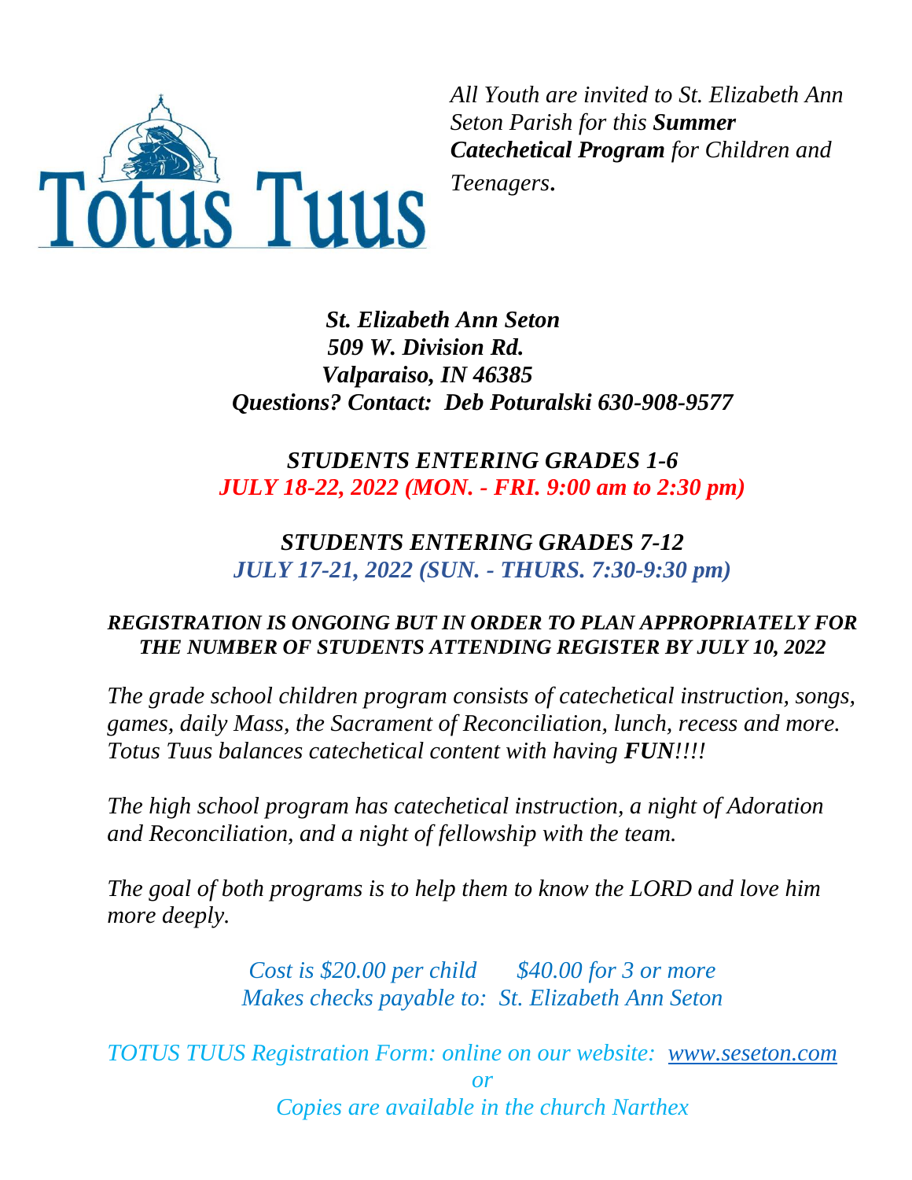# Totus Tuus

*All Youth are invited to St. Elizabeth Ann Seton Parish for this **Summer Catechetical Program** for Children and Teenagers.*

***St. Elizabeth Ann Seton***
***509 W. Division Rd.***
***Valparaiso, IN 46385***
***Questions? Contact: Deb Poturalski 630-908-9577***

***STUDENTS ENTERING GRADES 1-6***
***JULY 18-22, 2022 (MON. - FRI. 9:00 am to 2:30 pm)***

***STUDENTS ENTERING GRADES 7-12***
***JULY 17-21, 2022 (SUN. - THURS. 7:30-9:30 pm)***

***REGISTRATION IS ONGOING BUT IN ORDER TO PLAN APPROPRIATELY FOR THE NUMBER OF STUDENTS ATTENDING REGISTER BY JULY 10, 2022***

*The grade school children program consists of catechetical instruction, songs, games, daily Mass, the Sacrament of Reconciliation, lunch, recess and more. Totus Tuus balances catechetical content with having **FUN**!!!!*

*The high school program has catechetical instruction, a night of Adoration and Reconciliation, and a night of fellowship with the team.*

*The goal of both programs is to help them to know the LORD and love him more deeply.*

*Cost is $20.00 per child      $40.00 for 3 or more*
*Makes checks payable to: St. Elizabeth Ann Seton*

*TOTUS TUUS Registration Form: online on our website: [www.seseton.com](www.seseton.com)*
*or*
*Copies are available in the church Narthex*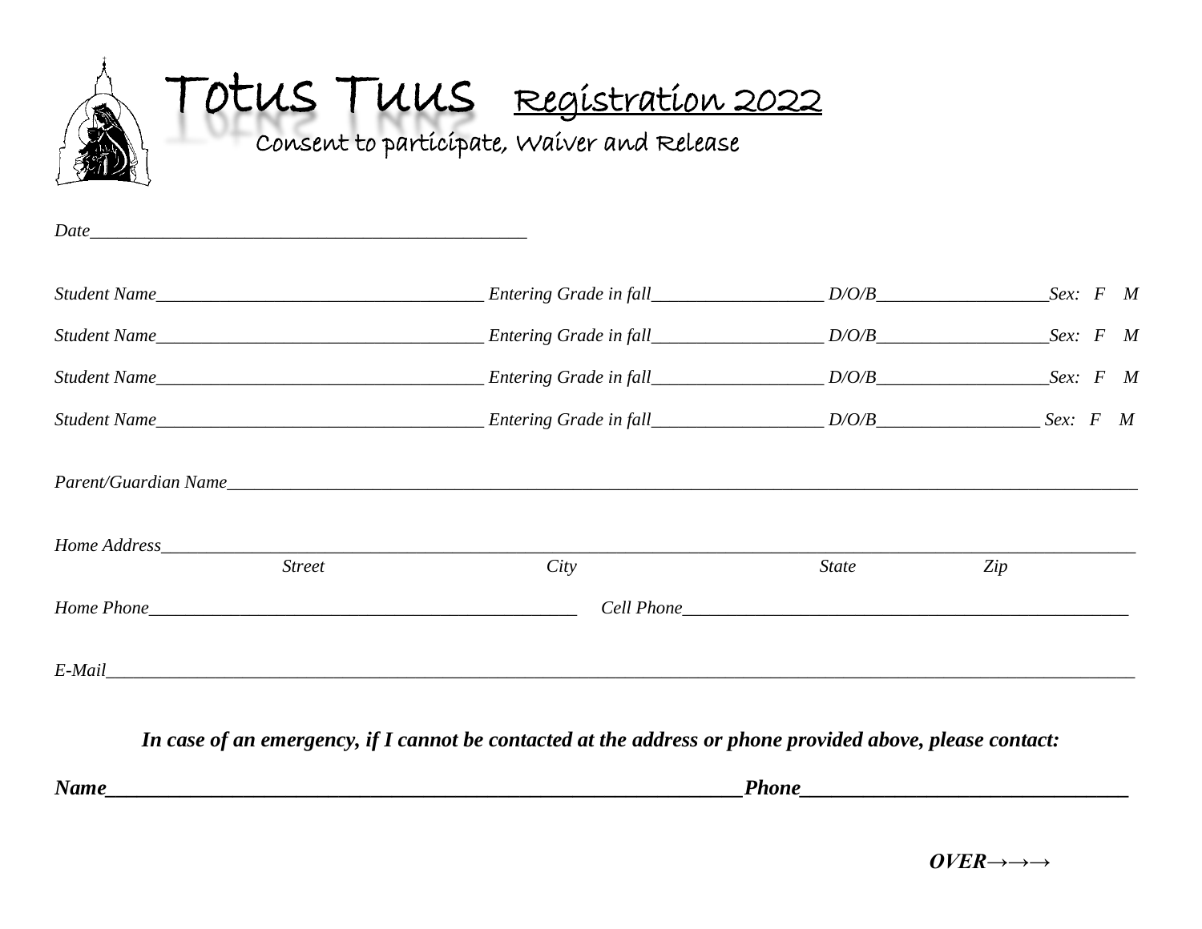# Totus Tuus Registration 2022

## Consent to participate, Waiver and Release

*Date*\_\_\_\_\_\_\_\_\_\_\_\_\_\_\_\_\_\_\_\_\_\_\_\_\_\_\_\_\_\_\_\_\_\_\_\_\_\_\_\_\_\_\_\_\_\_\_\_

*Student Name*\_\_\_\_\_\_\_\_\_\_\_\_\_\_\_\_\_\_\_\_\_\_\_\_\_\_\_\_\_\_\_\_\_\_\_\_ *Entering Grade in fall*\_\_\_\_\_\_\_\_\_\_\_\_\_\_\_\_\_\_\_ *D/O/B*\_\_\_\_\_\_\_\_\_\_\_\_\_\_\_\_\_\_\_ *Sex: F M*

*Student Name*\_\_\_\_\_\_\_\_\_\_\_\_\_\_\_\_\_\_\_\_\_\_\_\_\_\_\_\_\_\_\_\_\_\_\_\_ *Entering Grade in fall*\_\_\_\_\_\_\_\_\_\_\_\_\_\_\_\_\_\_\_ *D/O/B*\_\_\_\_\_\_\_\_\_\_\_\_\_\_\_\_\_\_\_ *Sex: F M*

*Student Name*\_\_\_\_\_\_\_\_\_\_\_\_\_\_\_\_\_\_\_\_\_\_\_\_\_\_\_\_\_\_\_\_\_\_\_\_ *Entering Grade in fall*\_\_\_\_\_\_\_\_\_\_\_\_\_\_\_\_\_\_\_ *D/O/B*\_\_\_\_\_\_\_\_\_\_\_\_\_\_\_\_\_\_\_ *Sex: F M*

*Student Name*\_\_\_\_\_\_\_\_\_\_\_\_\_\_\_\_\_\_\_\_\_\_\_\_\_\_\_\_\_\_\_\_\_\_\_\_ *Entering Grade in fall*\_\_\_\_\_\_\_\_\_\_\_\_\_\_\_\_\_\_\_ *D/O/B*\_\_\_\_\_\_\_\_\_\_\_\_\_\_\_\_\_\_ *Sex: F M*

*Parent/Guardian Name*\_\_\_\_\_\_\_\_\_\_\_\_\_\_\_\_\_\_\_\_\_\_\_\_\_\_\_\_\_\_\_\_\_\_\_\_\_\_\_\_\_\_\_\_\_\_\_\_\_\_\_\_\_\_\_\_\_\_\_\_\_\_\_\_\_\_\_\_\_\_\_\_\_\_\_\_\_\_\_\_\_\_\_\_\_\_\_\_\_\_\_\_\_\_\_

*Home Address*\_\_\_\_\_\_\_\_\_\_\_\_\_\_\_\_\_\_\_\_\_\_\_\_\_\_\_\_\_\_\_\_\_\_\_\_\_\_\_\_\_\_\_\_\_\_\_\_\_\_\_\_\_\_\_\_\_\_\_\_\_\_\_\_\_\_\_\_\_\_\_\_\_\_\_\_\_\_\_\_\_\_\_\_\_\_\_\_\_\_\_\_\_\_\_\_\_\_
*Street* *City* *State* *Zip*

*Home Phone*\_\_\_\_\_\_\_\_\_\_\_\_\_\_\_\_\_\_\_\_\_\_\_\_\_\_\_\_\_\_\_\_\_\_\_\_\_\_\_\_\_\_\_\_\_\_\_\_ *Cell Phone*\_\_\_\_\_\_\_\_\_\_\_\_\_\_\_\_\_\_\_\_\_\_\_\_\_\_\_\_\_\_\_\_\_\_\_\_\_\_\_\_\_\_\_\_\_\_\_\_\_\_\_

*E-Mail*\_\_\_\_\_\_\_\_\_\_\_\_\_\_\_\_\_\_\_\_\_\_\_\_\_\_\_\_\_\_\_\_\_\_\_\_\_\_\_\_\_\_\_\_\_\_\_\_\_\_\_\_\_\_\_\_\_\_\_\_\_\_\_\_\_\_\_\_\_\_\_\_\_\_\_\_\_\_\_\_\_\_\_\_\_\_\_\_\_\_\_\_\_\_\_\_\_\_\_\_\_\_\_\_\_\_\_\_\_\_

***In case of an emergency, if I cannot be contacted at the address or phone provided above, please contact:***

***Name***\_\_\_\_\_\_\_\_\_\_\_\_\_\_\_\_\_\_\_\_\_\_\_\_\_\_\_\_\_\_\_\_\_\_\_\_\_\_\_\_\_\_\_\_\_\_\_\_\_\_\_\_\_\_\_\_\_\_\_\_\_\_ ***Phone***\_\_\_\_\_\_\_\_\_\_\_\_\_\_\_\_\_\_\_\_\_\_\_\_\_\_\_\_\_\_\_\_

***OVER→→→***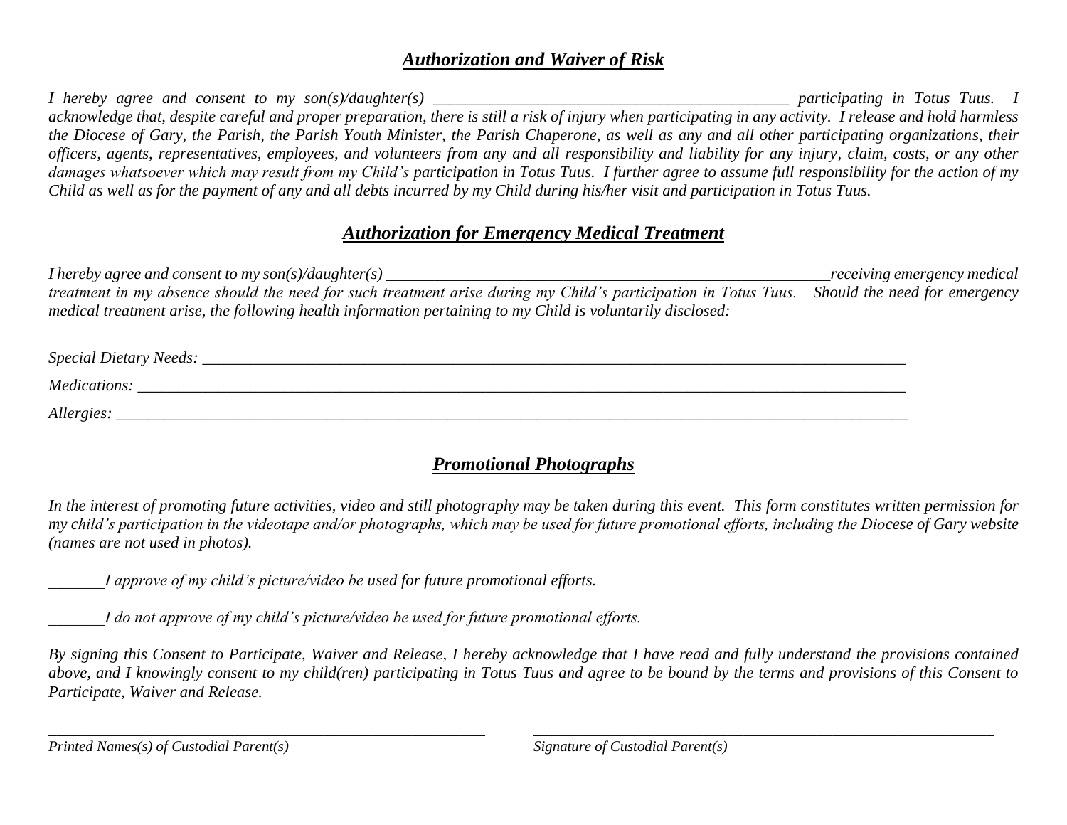## *Authorization and Waiver of Risk*

*I hereby agree and consent to my son(s)/daughter(s) _____________________________________________ participating in Totus Tuus. I acknowledge that, despite careful and proper preparation, there is still a risk of injury when participating in any activity. I release and hold harmless the Diocese of Gary, the Parish, the Parish Youth Minister, the Parish Chaperone, as well as any and all other participating organizations, their officers, agents, representatives, employees, and volunteers from any and all responsibility and liability for any injury, claim, costs, or any other damages whatsoever which may result from my Child's participation in Totus Tuus. I further agree to assume full responsibility for the action of my Child as well as for the payment of any and all debts incurred by my Child during his/her visit and participation in Totus Tuus.*

## *Authorization for Emergency Medical Treatment*

*I hereby agree and consent to my son(s)/daughter(s) ________________________________________________________receiving emergency medical treatment in my absence should the need for such treatment arise during my Child's participation in Totus Tuus. Should the need for emergency medical treatment arise, the following health information pertaining to my Child is voluntarily disclosed:*

*Special Dietary Needs:* ___________________________________________________________________________________________

*Medications:* ___________________________________________________________________________________________

*Allergies:* ___________________________________________________________________________________________

## *Promotional Photographs*

*In the interest of promoting future activities, video and still photography may be taken during this event. This form constitutes written permission for my child's participation in the videotape and/or photographs, which may be used for future promotional efforts, including the Diocese of Gary website (names are not used in photos).*

_______*I approve of my child's picture/video be used for future promotional efforts.*

_______*I do not approve of my child's picture/video be used for future promotional efforts.*

*By signing this Consent to Participate, Waiver and Release, I hereby acknowledge that I have read and fully understand the provisions contained above, and I knowingly consent to my child(ren) participating in Totus Tuus and agree to be bound by the terms and provisions of this Consent to Participate, Waiver and Release.*

________________________________________________________ ________________________________________________________
*Printed Names(s) of Custodial Parent(s)* *Signature of Custodial Parent(s)*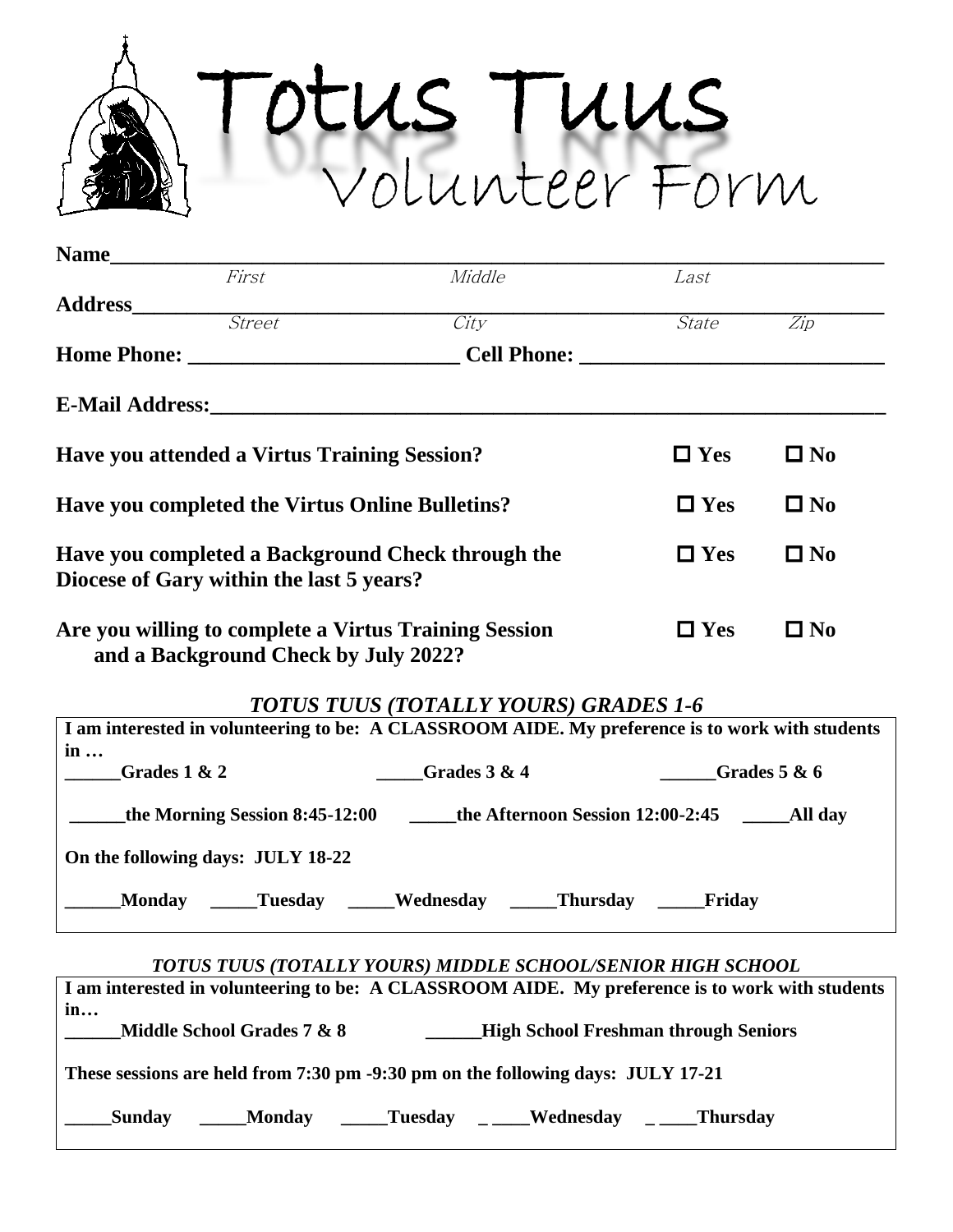# Totus Tuus

## Volunteer Form

**Name**______________________________________________________________
*First* *Middle* *Last*

**Address**____________________________________________________________
*Street* *City* *State* *Zip*

**Home Phone:** ________________________ **Cell Phone:** ___________________________

**E-Mail Address:**_______________________________________________________

**Have you attended a Virtus Training Session?** ☐ **Yes** ☐ **No**

**Have you completed the Virtus Online Bulletins?** ☐ **Yes** ☐ **No**

**Have you completed a Background Check through the Diocese of Gary within the last 5 years?** ☐ **Yes** ☐ **No**

**Are you willing to complete a Virtus Training Session and a Background Check by July 2022?** ☐ **Yes** ☐ **No**

### *TOTUS TUUS (TOTALLY YOURS) GRADES 1-6*

**I am interested in volunteering to be: A CLASSROOM AIDE. My preference is to work with students in …**

**______Grades 1 & 2** **_____Grades 3 & 4** **______Grades 5 & 6**

**______the Morning Session 8:45-12:00** **_____the Afternoon Session 12:00-2:45** **_____All day**

**On the following days: JULY 18-22**

**______Monday** **_____Tuesday** **_____Wednesday** **_____Thursday** **_____Friday**

### *TOTUS TUUS (TOTALLY YOURS) MIDDLE SCHOOL/SENIOR HIGH SCHOOL*

**I am interested in volunteering to be: A CLASSROOM AIDE. My preference is to work with students in…**

**______Middle School Grades 7 & 8** **______High School Freshman through Seniors**

**These sessions are held from 7:30 pm -9:30 pm on the following days: JULY 17-21**

**_____Sunday** **_____Monday** **_____Tuesday** **_ ____Wednesday** **_ ____Thursday**